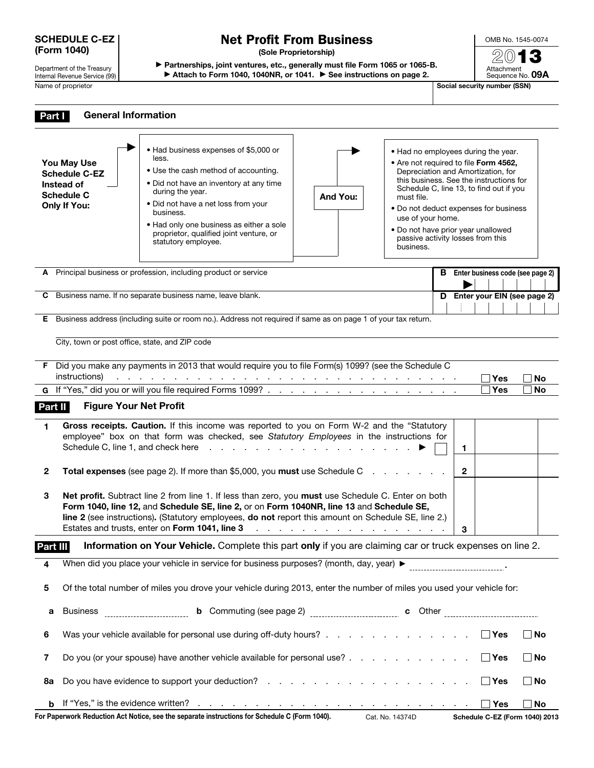**SCHEDULE C-EZ (Form 1040)**

Department of the Treasury
Internal Revenue Service (99)

# Net Profit From Business

**(Sole Proprietorship)**

▶ **Partnerships, joint ventures, etc., generally must file Form 1065 or 1065-B.**
▶ **Attach to Form 1040, 1040NR, or 1041.** ▶ **See instructions on page 2.**

OMB No. 1545-0074

**2013**

Attachment Sequence No. **09A**

Name of proprietor | **Social security number (SSN)**

## Part I General Information

**You May Use Schedule C-EZ Instead of Schedule C Only If You:**

- Had business expenses of $5,000 or less.
- Use the cash method of accounting.
- Did not have an inventory at any time during the year.
- Did not have a net loss from your business.
- Had only one business as either a sole proprietor, qualified joint venture, or statutory employee.

**And You:**

- Had no employees during the year.
- Are not required to file **Form 4562,** Depreciation and Amortization, for this business. See the instructions for Schedule C, line 13, to find out if you must file.
- Do not deduct expenses for business use of your home.
- Do not have prior year unallowed passive activity losses from this business.

**A** Principal business or profession, including product or service

**B** **Enter business code (see page 2)** ▶

**C** Business name. If no separate business name, leave blank.

**D** **Enter your EIN (see page 2)**

**E** Business address (including suite or room no.). Address not required if same as on page 1 of your tax return.

City, town or post office, state, and ZIP code

**F** Did you make any payments in 2013 that would require you to file Form(s) 1099? (see the Schedule C instructions) . . . ☐ **Yes** ☐ **No**

**G** If "Yes," did you or will you file required Forms 1099? . . . ☐ **Yes** ☐ **No**

## Part II Figure Your Net Profit

**1** **Gross receipts. Caution.** If this income was reported to you on Form W-2 and the "Statutory employee" box on that form was checked, see *Statutory Employees* in the instructions for Schedule C, line 1, and check here . . . ▶ ☐ | **1**

**2** **Total expenses** (see page 2). If more than $5,000, you **must** use Schedule C . . . | **2**

**3** **Net profit.** Subtract line 2 from line 1. If less than zero, you **must** use Schedule C. Enter on both **Form 1040, line 12,** and **Schedule SE, line 2,** or on **Form 1040NR, line 13** and **Schedule SE, line 2** (see instructions)**.** (Statutory employees, **do not** report this amount on Schedule SE, line 2.) Estates and trusts, enter on **Form 1041, line 3** . . . | **3**

## Part III Information on Your Vehicle. Complete this part only if you are claiming car or truck expenses on line 2.

**4** When did you place your vehicle in service for business purposes? (month, day, year) ▶ ____________.

**5** Of the total number of miles you drove your vehicle during 2013, enter the number of miles you used your vehicle for:

**a** Business ____________ **b** Commuting (see page 2) ____________ **c** Other ____________

**6** Was your vehicle available for personal use during off-duty hours? . . . ☐ **Yes** ☐ **No**

**7** Do you (or your spouse) have another vehicle available for personal use? . . . ☐ **Yes** ☐ **No**

**8a** Do you have evidence to support your deduction? . . . ☐ **Yes** ☐ **No**

**b** If "Yes," is the evidence written? . . . ☐ **Yes** ☐ **No**

**For Paperwork Reduction Act Notice, see the separate instructions for Schedule C (Form 1040).** Cat. No. 14374D **Schedule C-EZ (Form 1040) 2013**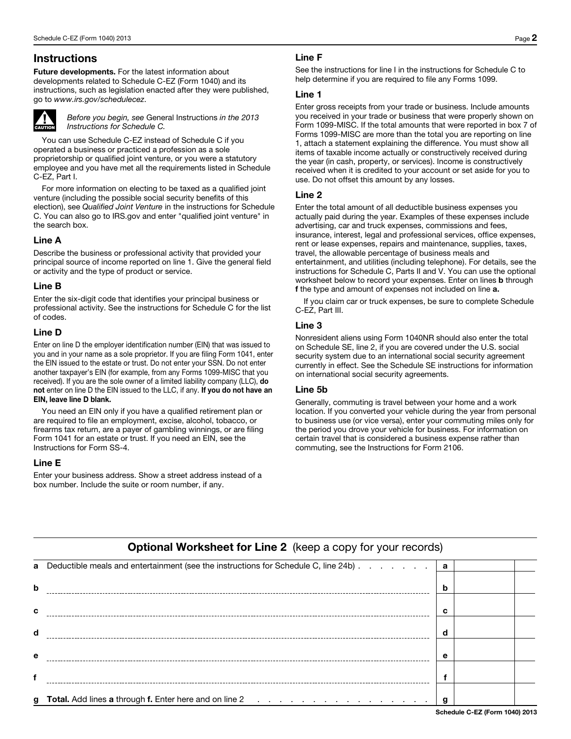## Instructions

**Future developments.** For the latest information about developments related to Schedule C-EZ (Form 1040) and its instructions, such as legislation enacted after they were published, go to *www.irs.gov/schedulecez*.

**CAUTION** *Before you begin, see* General Instructions *in the 2013 Instructions for Schedule C.*

You can use Schedule C-EZ instead of Schedule C if you operated a business or practiced a profession as a sole proprietorship or qualified joint venture, or you were a statutory employee and you have met all the requirements listed in Schedule C-EZ, Part I.

For more information on electing to be taxed as a qualified joint venture (including the possible social security benefits of this election), see *Qualified Joint Venture* in the instructions for Schedule C. You can also go to IRS.gov and enter "qualified joint venture" in the search box.

### Line A

Describe the business or professional activity that provided your principal source of income reported on line 1. Give the general field or activity and the type of product or service.

### Line B

Enter the six-digit code that identifies your principal business or professional activity. See the instructions for Schedule C for the list of codes.

### Line D

Enter on line D the employer identification number (EIN) that was issued to you and in your name as a sole proprietor. If you are filing Form 1041, enter the EIN issued to the estate or trust. Do not enter your SSN. Do not enter another taxpayer's EIN (for example, from any Forms 1099-MISC that you received). If you are the sole owner of a limited liability company (LLC), **do not** enter on line D the EIN issued to the LLC, if any. **If you do not have an EIN, leave line D blank.**

You need an EIN only if you have a qualified retirement plan or are required to file an employment, excise, alcohol, tobacco, or firearms tax return, are a payer of gambling winnings, or are filing Form 1041 for an estate or trust. If you need an EIN, see the Instructions for Form SS-4.

### Line E

Enter your business address. Show a street address instead of a box number. Include the suite or room number, if any.

### Line F

See the instructions for line I in the instructions for Schedule C to help determine if you are required to file any Forms 1099.

### Line 1

Enter gross receipts from your trade or business. Include amounts you received in your trade or business that were properly shown on Form 1099-MISC. If the total amounts that were reported in box 7 of Forms 1099-MISC are more than the total you are reporting on line 1, attach a statement explaining the difference. You must show all items of taxable income actually or constructively received during the year (in cash, property, or services). Income is constructively received when it is credited to your account or set aside for you to use. Do not offset this amount by any losses.

### Line 2

Enter the total amount of all deductible business expenses you actually paid during the year. Examples of these expenses include advertising, car and truck expenses, commissions and fees, insurance, interest, legal and professional services, office expenses, rent or lease expenses, repairs and maintenance, supplies, taxes, travel, the allowable percentage of business meals and entertainment, and utilities (including telephone). For details, see the instructions for Schedule C, Parts II and V. You can use the optional worksheet below to record your expenses. Enter on lines **b** through **f** the type and amount of expenses not included on line **a.**

If you claim car or truck expenses, be sure to complete Schedule C-EZ, Part III.

### Line 3

Nonresident aliens using Form 1040NR should also enter the total on Schedule SE, line 2, if you are covered under the U.S. social security system due to an international social security agreement currently in effect. See the Schedule SE instructions for information on international social security agreements.

### Line 5b

Generally, commuting is travel between your home and a work location. If you converted your vehicle during the year from personal to business use (or vice versa), enter your commuting miles only for the period you drove your vehicle for business. For information on certain travel that is considered a business expense rather than commuting, see the Instructions for Form 2106.

## Optional Worksheet for Line 2 (keep a copy for your records)

| | | | | |
|---|---|---|---|---|
| **a** | Deductible meals and entertainment (see the instructions for Schedule C, line 24b) . . . . . . . | **a** | | |
| **b** | | **b** | | |
| **c** | | **c** | | |
| **d** | | **d** | | |
| **e** | | **e** | | |
| **f** | | **f** | | |
| **g** | **Total.** Add lines **a** through **f.** Enter here and on line 2 . . . . . . . . . . . . . . . . . . | **g** | | |